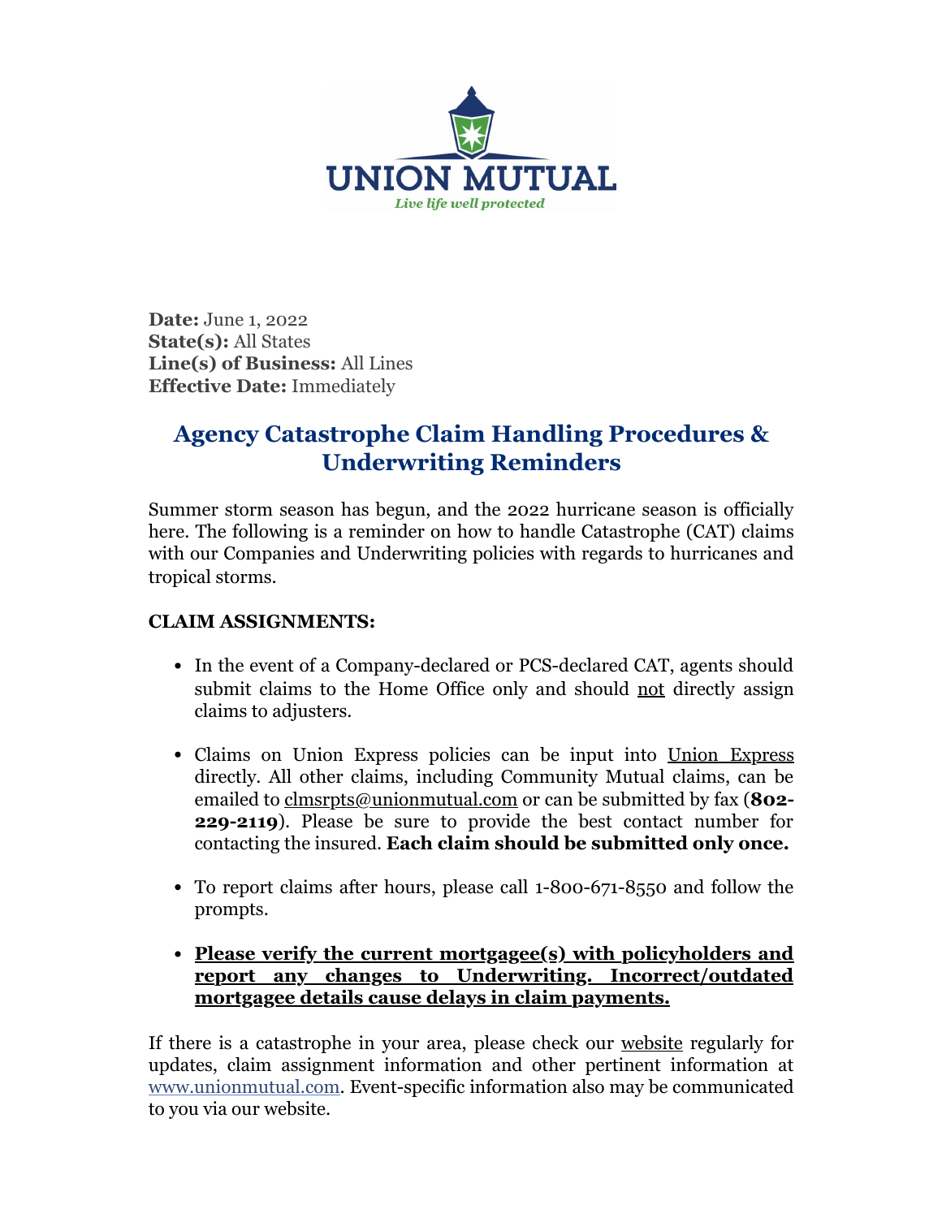UNION MUTUAL

*Live life well protected*

**Date:** June 1, 2022
**State(s):** All States
**Line(s) of Business:** All Lines
**Effective Date:** Immediately

# Agency Catastrophe Claim Handling Procedures & Underwriting Reminders

Summer storm season has begun, and the 2022 hurricane season is officially here. The following is a reminder on how to handle Catastrophe (CAT) claims with our Companies and Underwriting policies with regards to hurricanes and tropical storms.

**CLAIM ASSIGNMENTS:**

- In the event of a Company-declared or PCS-declared CAT, agents should submit claims to the Home Office only and should not directly assign claims to adjusters.
- Claims on Union Express policies can be input into Union Express directly. All other claims, including Community Mutual claims, can be emailed to clmsrpts@unionmutual.com or can be submitted by fax (**802-229-2119**). Please be sure to provide the best contact number for contacting the insured. **Each claim should be submitted only once.**
- To report claims after hours, please call 1-800-671-8550 and follow the prompts.
- **Please verify the current mortgagee(s) with policyholders and report any changes to Underwriting. Incorrect/outdated mortgagee details cause delays in claim payments.**

If there is a catastrophe in your area, please check our website regularly for updates, claim assignment information and other pertinent information at www.unionmutual.com. Event-specific information also may be communicated to you via our website.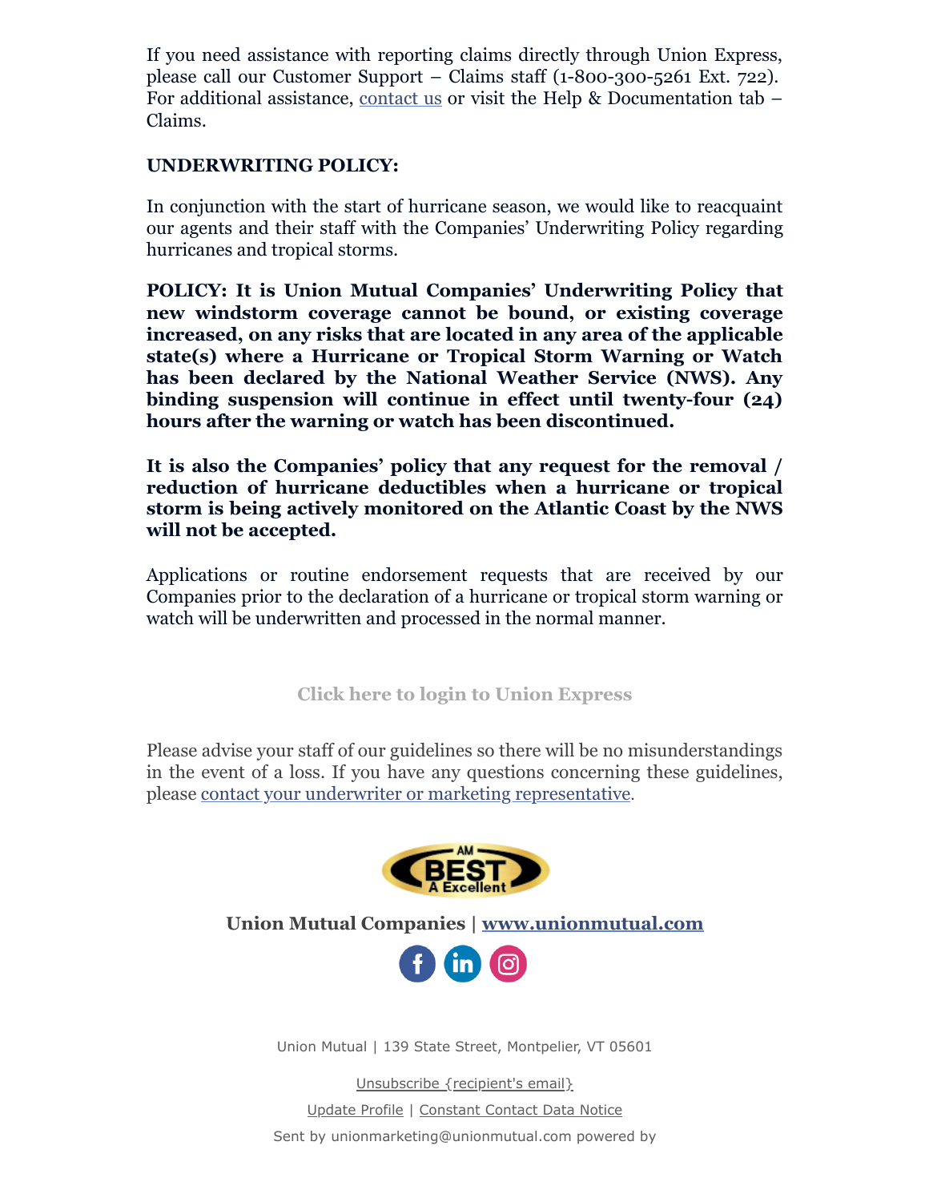If you need assistance with reporting claims directly through Union Express, please call our Customer Support – Claims staff (1-800-300-5261 Ext. 722). For additional assistance, contact us or visit the Help & Documentation tab – Claims.

**UNDERWRITING POLICY:**

In conjunction with the start of hurricane season, we would like to reacquaint our agents and their staff with the Companies' Underwriting Policy regarding hurricanes and tropical storms.

**POLICY: It is Union Mutual Companies' Underwriting Policy that new windstorm coverage cannot be bound, or existing coverage increased, on any risks that are located in any area of the applicable state(s) where a Hurricane or Tropical Storm Warning or Watch has been declared by the National Weather Service (NWS). Any binding suspension will continue in effect until twenty-four (24) hours after the warning or watch has been discontinued.**

**It is also the Companies' policy that any request for the removal / reduction of hurricane deductibles when a hurricane or tropical storm is being actively monitored on the Atlantic Coast by the NWS will not be accepted.**

Applications or routine endorsement requests that are received by our Companies prior to the declaration of a hurricane or tropical storm warning or watch will be underwritten and processed in the normal manner.

**Click here to login to Union Express**

Please advise your staff of our guidelines so there will be no misunderstandings in the event of a loss. If you have any questions concerning these guidelines, please contact your underwriter or marketing representative.

AM BEST A Excellent

**Union Mutual Companies | www.unionmutual.com**

Union Mutual | 139 State Street, Montpelier, VT 05601

Unsubscribe {recipient's email}

Update Profile | Constant Contact Data Notice

Sent by unionmarketing@unionmutual.com powered by